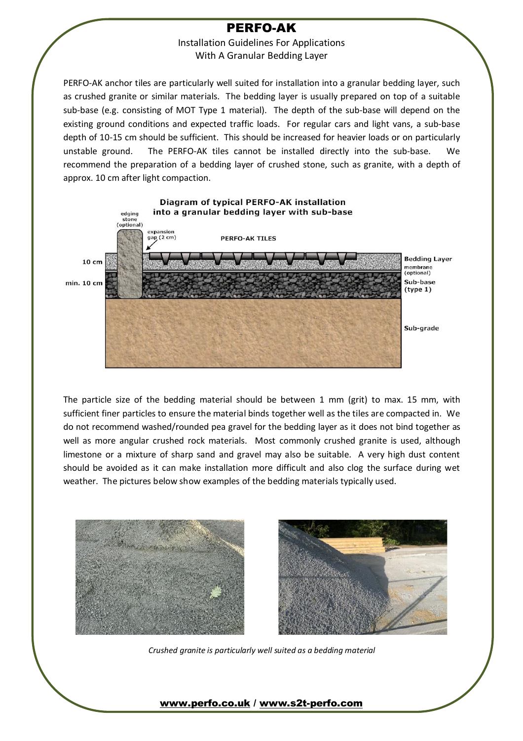# PERFO-AK

Installation Guidelines For Applications With A Granular Bedding Layer

PERFO-AK anchor tiles are particularly well suited for installation into a granular bedding layer, such as crushed granite or similar materials. The bedding layer is usually prepared on top of a suitable sub-base (e.g. consisting of MOT Type 1 material). The depth of the sub-base will depend on the existing ground conditions and expected traffic loads. For regular cars and light vans, a sub-base depth of 10-15 cm should be sufficient. This should be increased for heavier loads or on particularly unstable ground. The PERFO-AK tiles cannot be installed directly into the sub-base. We recommend the preparation of a bedding layer of crushed stone, such as granite, with a depth of approx. 10 cm after light compaction.

**Diagram of typical PERFO-AK installation into a granular bedding layer with sub-base**

edging stone (optional) | expansion gap (2 cm) | PERFO-AK TILES | 10 cm – Bedding Layer | membrane (optional) | min. 10 cm – Sub-base (type 1) | Sub-grade

The particle size of the bedding material should be between 1 mm (grit) to max. 15 mm, with sufficient finer particles to ensure the material binds together well as the tiles are compacted in. We do not recommend washed/rounded pea gravel for the bedding layer as it does not bind together as well as more angular crushed rock materials. Most commonly crushed granite is used, although limestone or a mixture of sharp sand and gravel may also be suitable. A very high dust content should be avoided as it can make installation more difficult and also clog the surface during wet weather. The pictures below show examples of the bedding materials typically used.

*Crushed granite is particularly well suited as a bedding material*

www.perfo.co.uk / www.s2t-perfo.com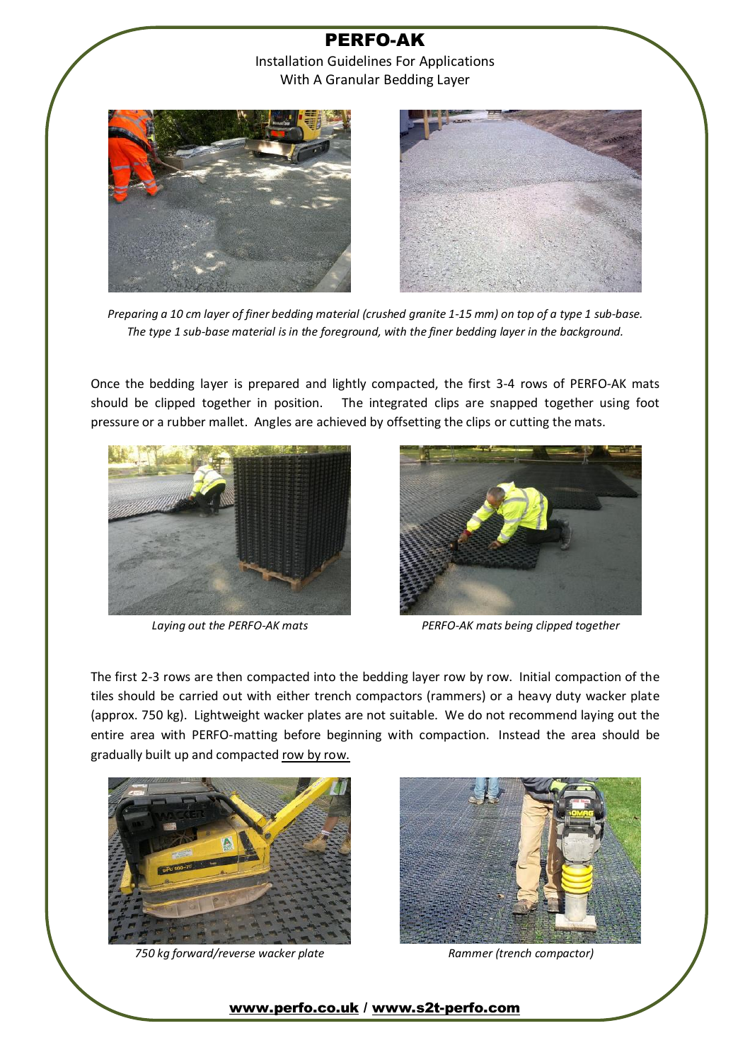# PERFO-AK

Installation Guidelines For Applications
With A Granular Bedding Layer

*Preparing a 10 cm layer of finer bedding material (crushed granite 1-15 mm) on top of a type 1 sub-base. The type 1 sub-base material is in the foreground, with the finer bedding layer in the background.*

Once the bedding layer is prepared and lightly compacted, the first 3-4 rows of PERFO-AK mats should be clipped together in position. The integrated clips are snapped together using foot pressure or a rubber mallet. Angles are achieved by offsetting the clips or cutting the mats.

*Laying out the PERFO-AK mats*

*PERFO-AK mats being clipped together*

The first 2-3 rows are then compacted into the bedding layer row by row. Initial compaction of the tiles should be carried out with either trench compactors (rammers) or a heavy duty wacker plate (approx. 750 kg). Lightweight wacker plates are not suitable. We do not recommend laying out the entire area with PERFO-matting before beginning with compaction. Instead the area should be gradually built up and compacted row by row.

*750 kg forward/reverse wacker plate*

*Rammer (trench compactor)*

www.perfo.co.uk / www.s2t-perfo.com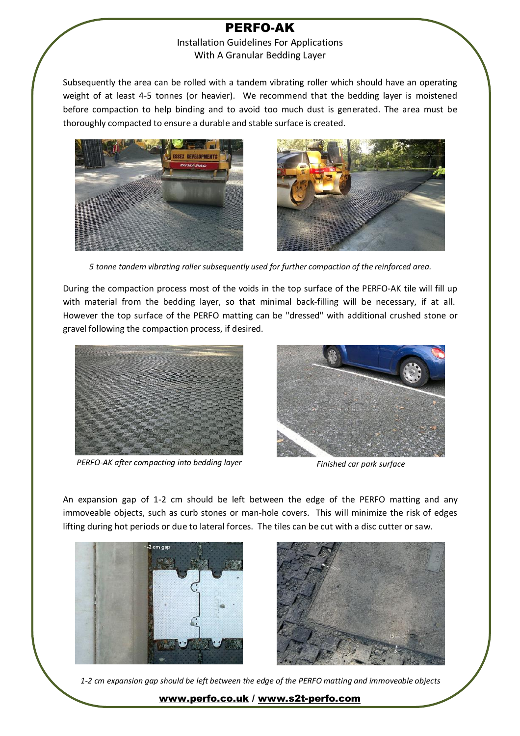# PERFO-AK

Installation Guidelines For Applications With A Granular Bedding Layer

Subsequently the area can be rolled with a tandem vibrating roller which should have an operating weight of at least 4-5 tonnes (or heavier). We recommend that the bedding layer is moistened before compaction to help binding and to avoid too much dust is generated. The area must be thoroughly compacted to ensure a durable and stable surface is created.

*5 tonne tandem vibrating roller subsequently used for further compaction of the reinforced area.*

During the compaction process most of the voids in the top surface of the PERFO-AK tile will fill up with material from the bedding layer, so that minimal back-filling will be necessary, if at all. However the top surface of the PERFO matting can be "dressed" with additional crushed stone or gravel following the compaction process, if desired.

*PERFO-AK after compacting into bedding layer*

*Finished car park surface*

An expansion gap of 1-2 cm should be left between the edge of the PERFO matting and any immoveable objects, such as curb stones or man-hole covers. This will minimize the risk of edges lifting during hot periods or due to lateral forces. The tiles can be cut with a disc cutter or saw.

*1-2 cm expansion gap should be left between the edge of the PERFO matting and immoveable objects*

**www.perfo.co.uk / www.s2t-perfo.com**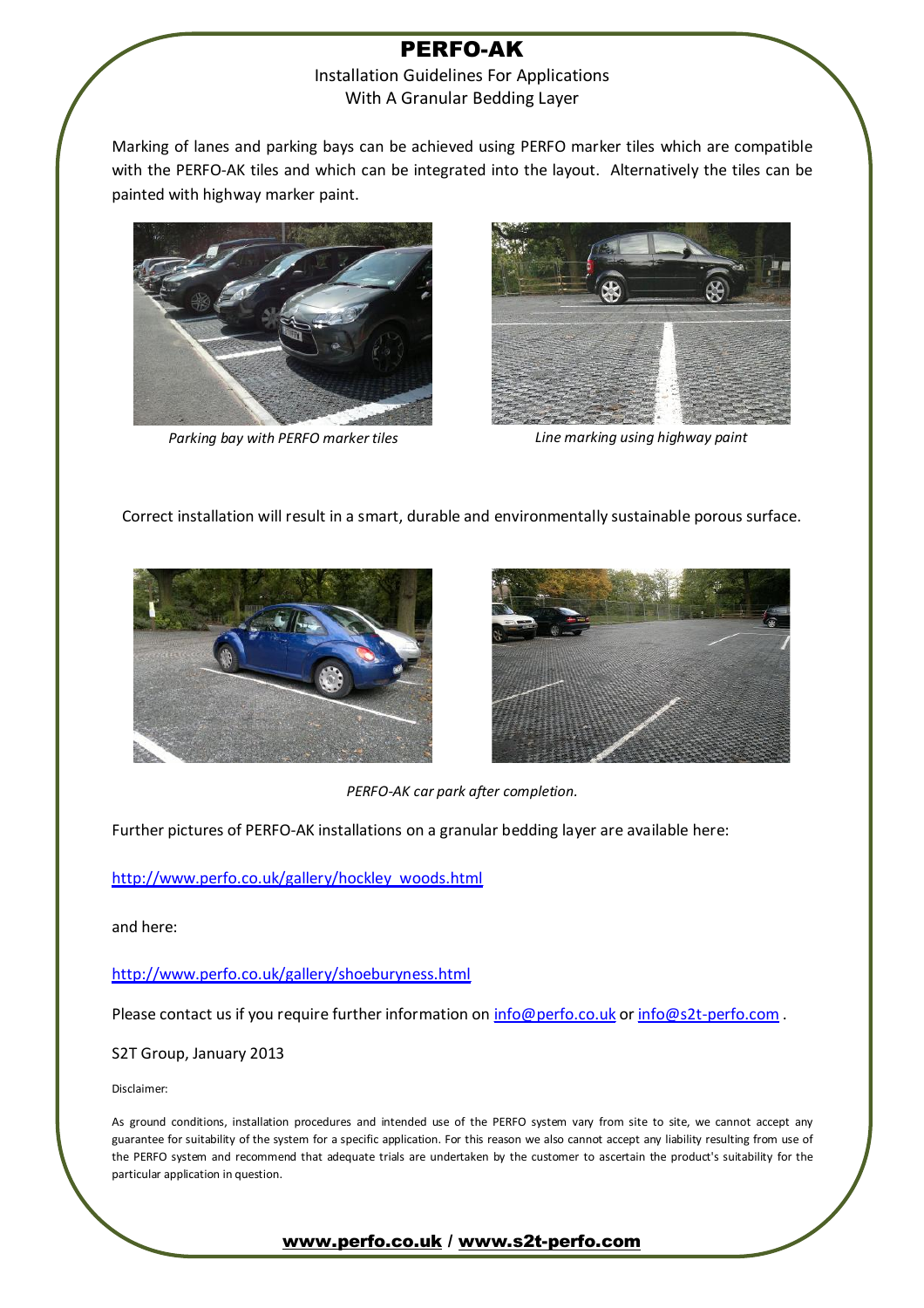# PERFO-AK

Installation Guidelines For Applications With A Granular Bedding Layer

Marking of lanes and parking bays can be achieved using PERFO marker tiles which are compatible with the PERFO-AK tiles and which can be integrated into the layout. Alternatively the tiles can be painted with highway marker paint.

*Parking bay with PERFO marker tiles*

*Line marking using highway paint*

Correct installation will result in a smart, durable and environmentally sustainable porous surface.

*PERFO-AK car park after completion.*

Further pictures of PERFO-AK installations on a granular bedding layer are available here:

http://www.perfo.co.uk/gallery/hockley_woods.html

and here:

http://www.perfo.co.uk/gallery/shoeburyness.html

Please contact us if you require further information on info@perfo.co.uk or info@s2t-perfo.com .

S2T Group, January 2013

Disclaimer:

As ground conditions, installation procedures and intended use of the PERFO system vary from site to site, we cannot accept any guarantee for suitability of the system for a specific application. For this reason we also cannot accept any liability resulting from use of the PERFO system and recommend that adequate trials are undertaken by the customer to ascertain the product's suitability for the particular application in question.

**www.perfo.co.uk / www.s2t-perfo.com**